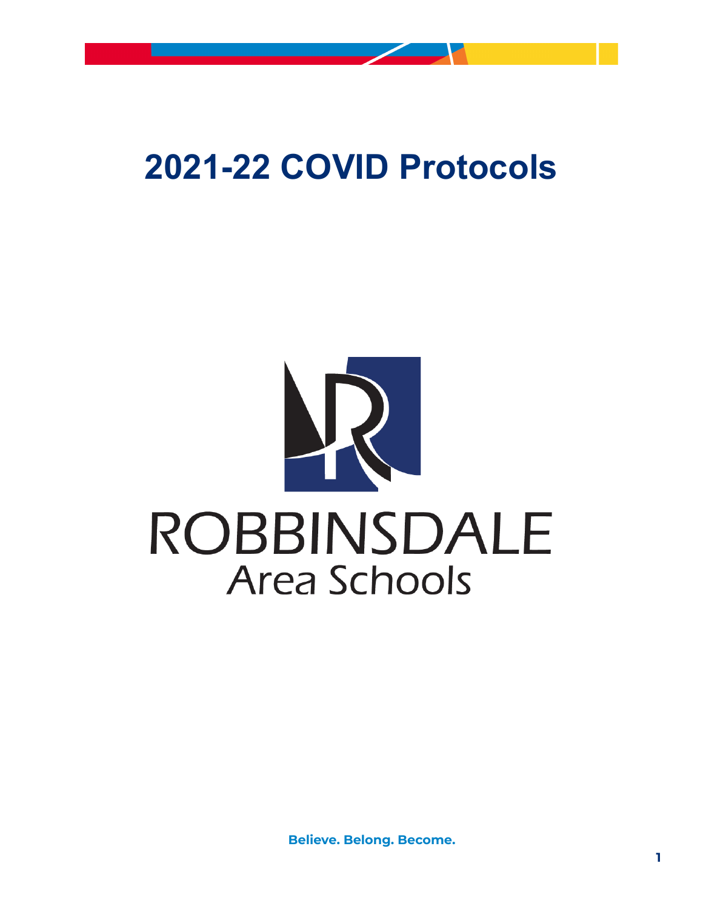# 2021-22 COVID Protocols

ROBBINSDALE
Area Schools

**Believe. Belong. Become.**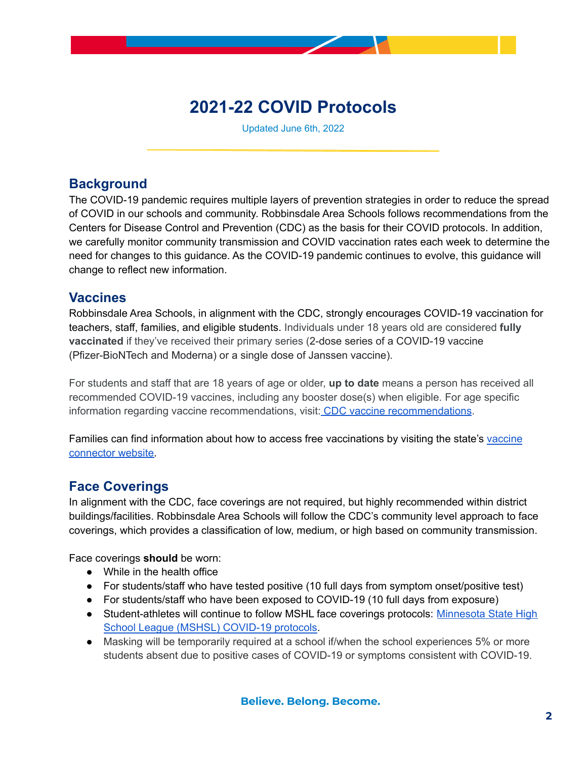# 2021-22 COVID Protocols

Updated June 6th, 2022

## Background

The COVID-19 pandemic requires multiple layers of prevention strategies in order to reduce the spread of COVID in our schools and community. Robbinsdale Area Schools follows recommendations from the Centers for Disease Control and Prevention (CDC) as the basis for their COVID protocols. In addition, we carefully monitor community transmission and COVID vaccination rates each week to determine the need for changes to this guidance. As the COVID-19 pandemic continues to evolve, this guidance will change to reflect new information.

## Vaccines

Robbinsdale Area Schools, in alignment with the CDC, strongly encourages COVID-19 vaccination for teachers, staff, families, and eligible students. Individuals under 18 years old are considered **fully vaccinated** if they've received their primary series (2-dose series of a COVID-19 vaccine (Pfizer-BioNTech and Moderna) or a single dose of Janssen vaccine).

For students and staff that are 18 years of age or older, **up to date** means a person has received all recommended COVID-19 vaccines, including any booster dose(s) when eligible. For age specific information regarding vaccine recommendations, visit: CDC vaccine recommendations.

Families can find information about how to access free vaccinations by visiting the state's vaccine connector website.

## Face Coverings

In alignment with the CDC, face coverings are not required, but highly recommended within district buildings/facilities. Robbinsdale Area Schools will follow the CDC's community level approach to face coverings, which provides a classification of low, medium, or high based on community transmission.

Face coverings **should** be worn:

- While in the health office
- For students/staff who have tested positive (10 full days from symptom onset/positive test)
- For students/staff who have been exposed to COVID-19 (10 full days from exposure)
- Student-athletes will continue to follow MSHL face coverings protocols: Minnesota State High School League (MSHSL) COVID-19 protocols.
- Masking will be temporarily required at a school if/when the school experiences 5% or more students absent due to positive cases of COVID-19 or symptoms consistent with COVID-19.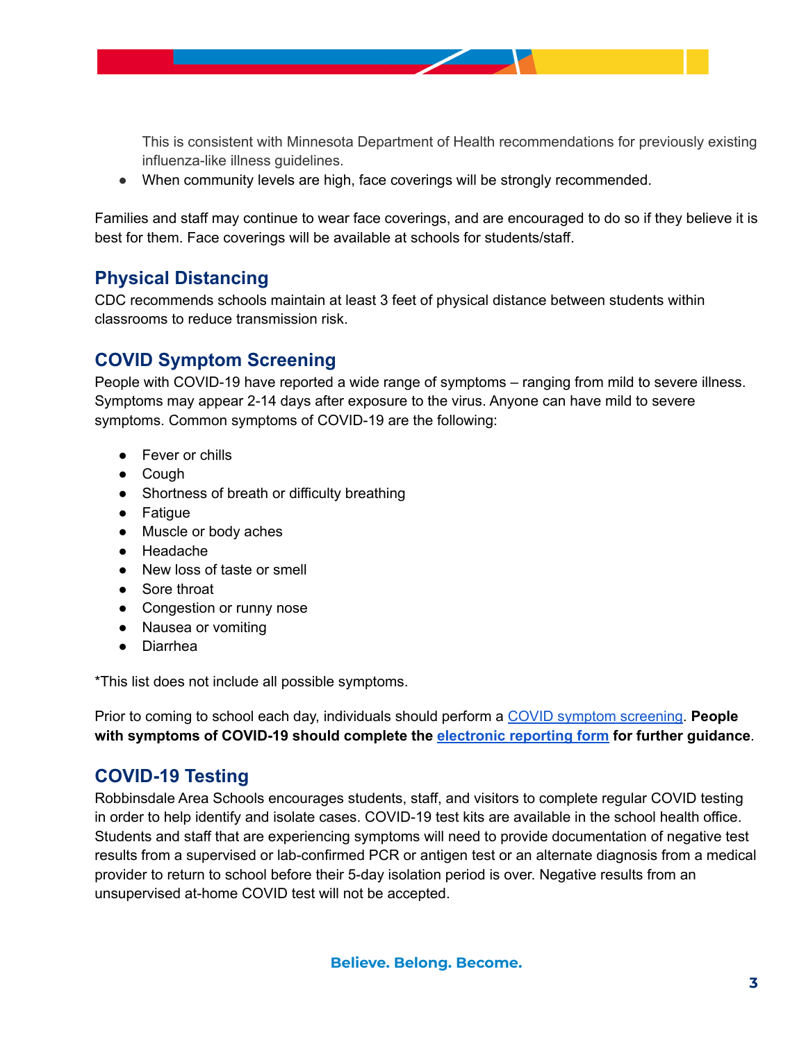This is consistent with Minnesota Department of Health recommendations for previously existing influenza-like illness guidelines.

- When community levels are high, face coverings will be strongly recommended.

Families and staff may continue to wear face coverings, and are encouraged to do so if they believe it is best for them. Face coverings will be available at schools for students/staff.

## Physical Distancing

CDC recommends schools maintain at least 3 feet of physical distance between students within classrooms to reduce transmission risk.

## COVID Symptom Screening

People with COVID-19 have reported a wide range of symptoms – ranging from mild to severe illness. Symptoms may appear 2-14 days after exposure to the virus. Anyone can have mild to severe symptoms. Common symptoms of COVID-19 are the following:

- Fever or chills
- Cough
- Shortness of breath or difficulty breathing
- Fatigue
- Muscle or body aches
- Headache
- New loss of taste or smell
- Sore throat
- Congestion or runny nose
- Nausea or vomiting
- Diarrhea

*This list does not include all possible symptoms.

Prior to coming to school each day, individuals should perform a COVID symptom screening. **People with symptoms of COVID-19 should complete the electronic reporting form for further guidance**.

## COVID-19 Testing

Robbinsdale Area Schools encourages students, staff, and visitors to complete regular COVID testing in order to help identify and isolate cases. COVID-19 test kits are available in the school health office. Students and staff that are experiencing symptoms will need to provide documentation of negative test results from a supervised or lab-confirmed PCR or antigen test or an alternate diagnosis from a medical provider to return to school before their 5-day isolation period is over. Negative results from an unsupervised at-home COVID test will not be accepted.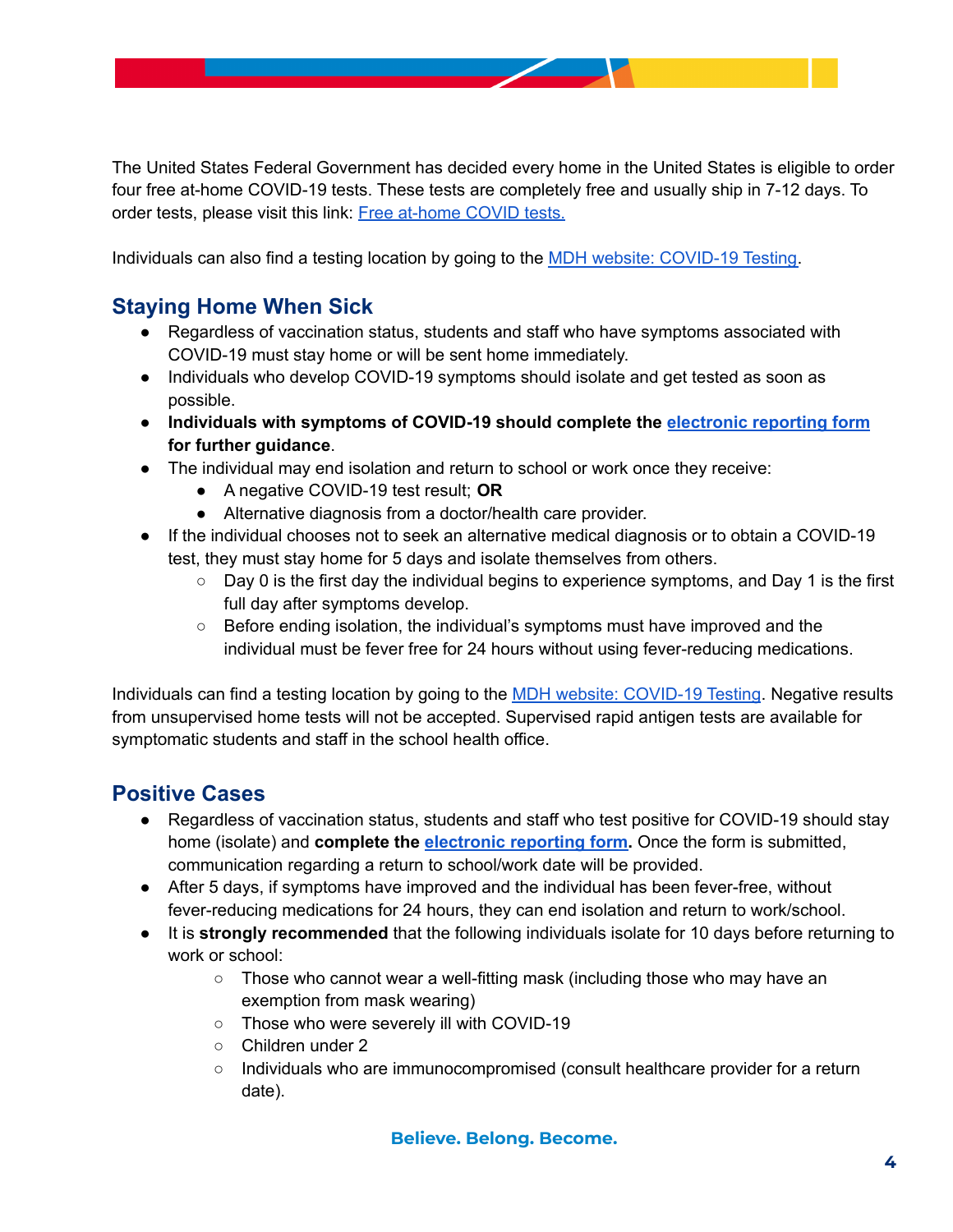The United States Federal Government has decided every home in the United States is eligible to order four free at-home COVID-19 tests. These tests are completely free and usually ship in 7-12 days. To order tests, please visit this link: [Free at-home COVID tests.]()

Individuals can also find a testing location by going to the [MDH website: COVID-19 Testing]().

## Staying Home When Sick

- Regardless of vaccination status, students and staff who have symptoms associated with COVID-19 must stay home or will be sent home immediately.
- Individuals who develop COVID-19 symptoms should isolate and get tested as soon as possible.
- **Individuals with symptoms of COVID-19 should complete the [electronic reporting form]() for further guidance**.
- The individual may end isolation and return to school or work once they receive:
  - A negative COVID-19 test result; **OR**
  - Alternative diagnosis from a doctor/health care provider.
- If the individual chooses not to seek an alternative medical diagnosis or to obtain a COVID-19 test, they must stay home for 5 days and isolate themselves from others.
  - Day 0 is the first day the individual begins to experience symptoms, and Day 1 is the first full day after symptoms develop.
  - Before ending isolation, the individual's symptoms must have improved and the individual must be fever free for 24 hours without using fever-reducing medications.

Individuals can find a testing location by going to the [MDH website: COVID-19 Testing](). Negative results from unsupervised home tests will not be accepted. Supervised rapid antigen tests are available for symptomatic students and staff in the school health office.

## Positive Cases

- Regardless of vaccination status, students and staff who test positive for COVID-19 should stay home (isolate) and **complete the [electronic reporting form]().** Once the form is submitted, communication regarding a return to school/work date will be provided.
- After 5 days, if symptoms have improved and the individual has been fever-free, without fever-reducing medications for 24 hours, they can end isolation and return to work/school.
- It is **strongly recommended** that the following individuals isolate for 10 days before returning to work or school:
  - Those who cannot wear a well-fitting mask (including those who may have an exemption from mask wearing)
  - Those who were severely ill with COVID-19
  - Children under 2
  - Individuals who are immunocompromised (consult healthcare provider for a return date).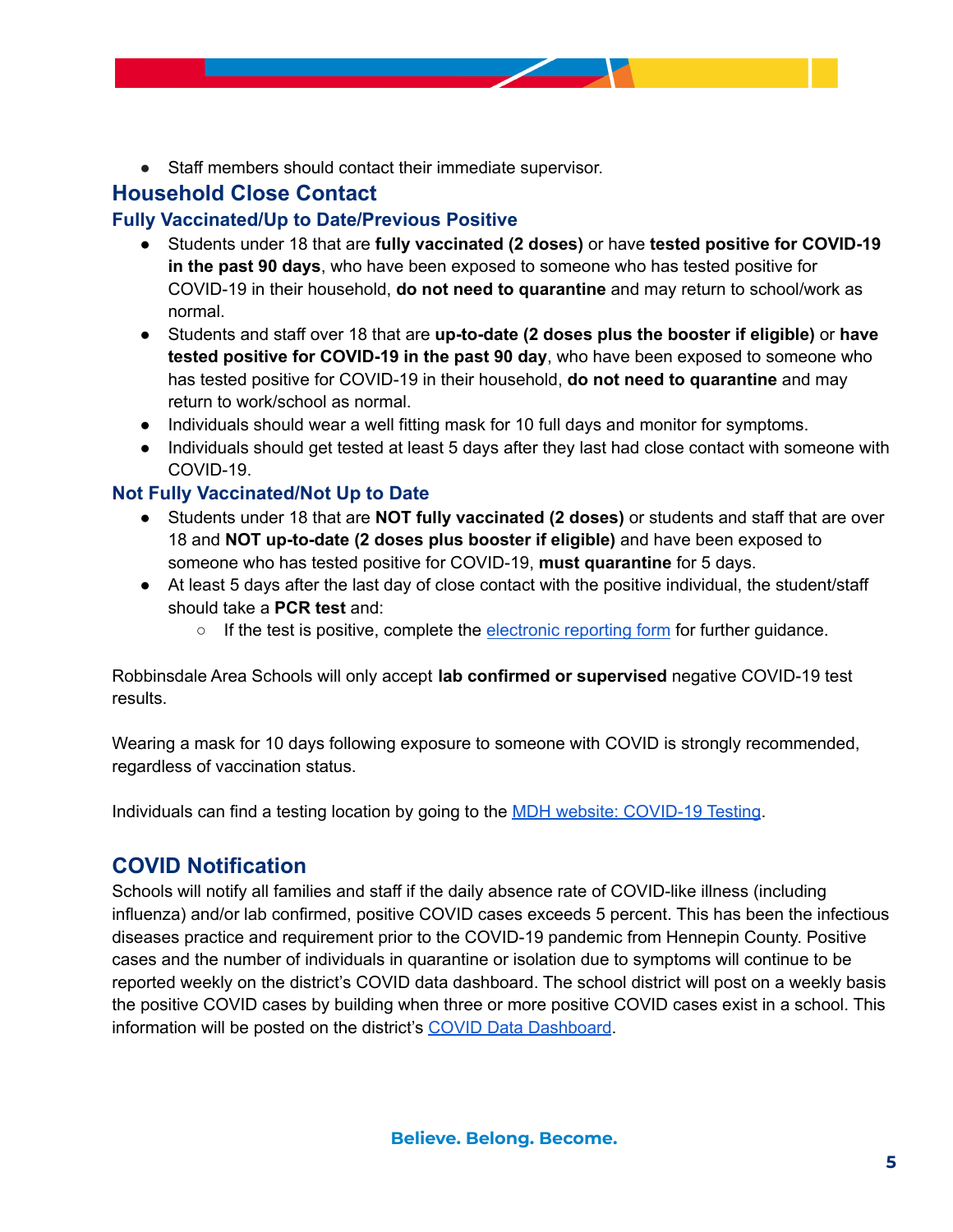- Staff members should contact their immediate supervisor.

## Household Close Contact

### Fully Vaccinated/Up to Date/Previous Positive

- Students under 18 that are **fully vaccinated (2 doses)** or have **tested positive for COVID-19 in the past 90 days**, who have been exposed to someone who has tested positive for COVID-19 in their household, **do not need to quarantine** and may return to school/work as normal.
- Students and staff over 18 that are **up-to-date (2 doses plus the booster if eligible)** or **have tested positive for COVID-19 in the past 90 day**, who have been exposed to someone who has tested positive for COVID-19 in their household, **do not need to quarantine** and may return to work/school as normal.
- Individuals should wear a well fitting mask for 10 full days and monitor for symptoms.
- Individuals should get tested at least 5 days after they last had close contact with someone with COVID-19.

### Not Fully Vaccinated/Not Up to Date

- Students under 18 that are **NOT fully vaccinated (2 doses)** or students and staff that are over 18 and **NOT up-to-date (2 doses plus booster if eligible)** and have been exposed to someone who has tested positive for COVID-19, **must quarantine** for 5 days.
- At least 5 days after the last day of close contact with the positive individual, the student/staff should take a **PCR test** and:
  - If the test is positive, complete the electronic reporting form for further guidance.

Robbinsdale Area Schools will only accept **lab confirmed or supervised** negative COVID-19 test results.

Wearing a mask for 10 days following exposure to someone with COVID is strongly recommended, regardless of vaccination status.

Individuals can find a testing location by going to the MDH website: COVID-19 Testing.

## COVID Notification

Schools will notify all families and staff if the daily absence rate of COVID-like illness (including influenza) and/or lab confirmed, positive COVID cases exceeds 5 percent. This has been the infectious diseases practice and requirement prior to the COVID-19 pandemic from Hennepin County. Positive cases and the number of individuals in quarantine or isolation due to symptoms will continue to be reported weekly on the district's COVID data dashboard. The school district will post on a weekly basis the positive COVID cases by building when three or more positive COVID cases exist in a school. This information will be posted on the district's COVID Data Dashboard.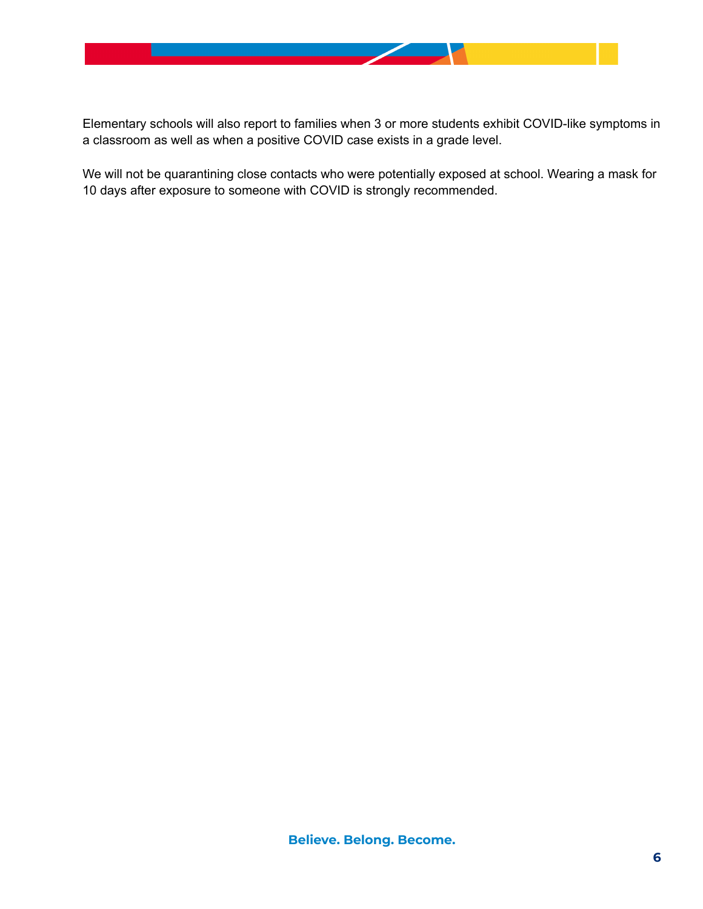Elementary schools will also report to families when 3 or more students exhibit COVID-like symptoms in a classroom as well as when a positive COVID case exists in a grade level.

We will not be quarantining close contacts who were potentially exposed at school. Wearing a mask for 10 days after exposure to someone with COVID is strongly recommended.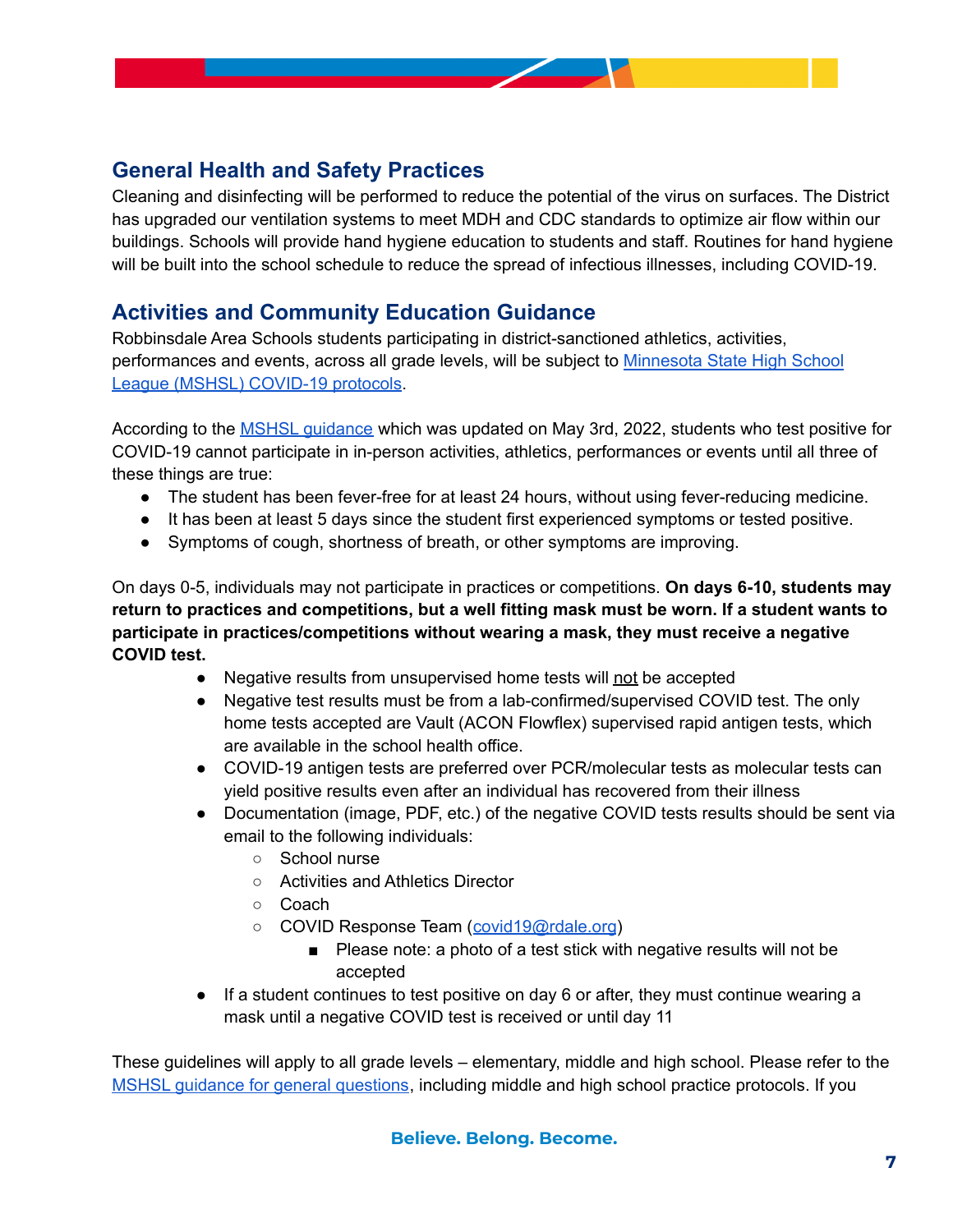## General Health and Safety Practices

Cleaning and disinfecting will be performed to reduce the potential of the virus on surfaces. The District has upgraded our ventilation systems to meet MDH and CDC standards to optimize air flow within our buildings. Schools will provide hand hygiene education to students and staff. Routines for hand hygiene will be built into the school schedule to reduce the spread of infectious illnesses, including COVID-19.

## Activities and Community Education Guidance

Robbinsdale Area Schools students participating in district-sanctioned athletics, activities, performances and events, across all grade levels, will be subject to Minnesota State High School League (MSHSL) COVID-19 protocols.

According to the MSHSL guidance which was updated on May 3rd, 2022, students who test positive for COVID-19 cannot participate in in-person activities, athletics, performances or events until all three of these things are true:

- The student has been fever-free for at least 24 hours, without using fever-reducing medicine.
- It has been at least 5 days since the student first experienced symptoms or tested positive.
- Symptoms of cough, shortness of breath, or other symptoms are improving.

On days 0-5, individuals may not participate in practices or competitions. **On days 6-10, students may return to practices and competitions, but a well fitting mask must be worn. If a student wants to participate in practices/competitions without wearing a mask, they must receive a negative COVID test.**

- Negative results from unsupervised home tests will not be accepted
- Negative test results must be from a lab-confirmed/supervised COVID test. The only home tests accepted are Vault (ACON Flowflex) supervised rapid antigen tests, which are available in the school health office.
- COVID-19 antigen tests are preferred over PCR/molecular tests as molecular tests can yield positive results even after an individual has recovered from their illness
- Documentation (image, PDF, etc.) of the negative COVID tests results should be sent via email to the following individuals:
  - School nurse
  - Activities and Athletics Director
  - Coach
  - COVID Response Team (covid19@rdale.org)
    - Please note: a photo of a test stick with negative results will not be accepted
- If a student continues to test positive on day 6 or after, they must continue wearing a mask until a negative COVID test is received or until day 11

These guidelines will apply to all grade levels – elementary, middle and high school. Please refer to the MSHSL guidance for general questions, including middle and high school practice protocols. If you

Believe. Belong. Become.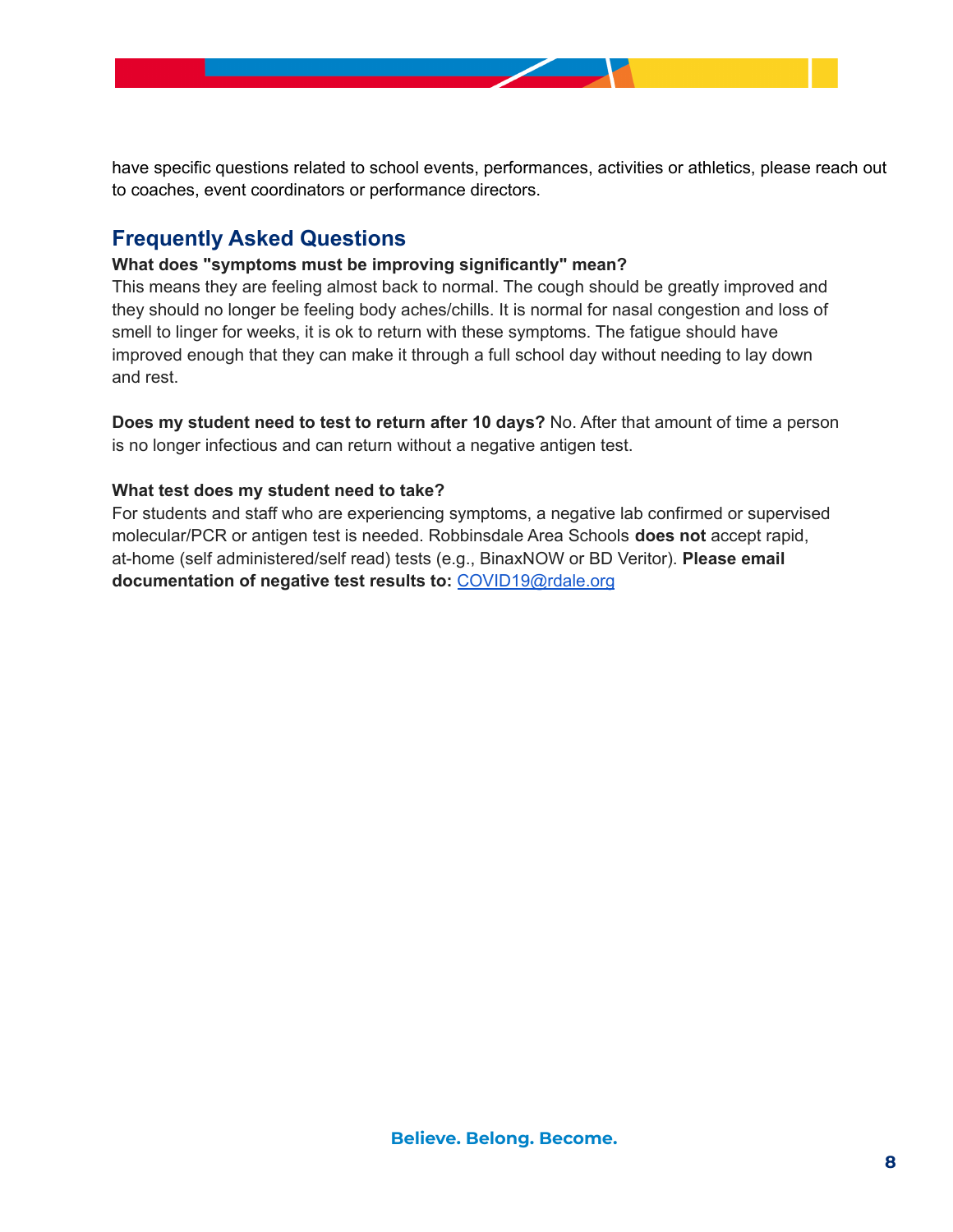have specific questions related to school events, performances, activities or athletics, please reach out to coaches, event coordinators or performance directors.

## Frequently Asked Questions

**What does "symptoms must be improving significantly" mean?**
This means they are feeling almost back to normal. The cough should be greatly improved and they should no longer be feeling body aches/chills. It is normal for nasal congestion and loss of smell to linger for weeks, it is ok to return with these symptoms. The fatigue should have improved enough that they can make it through a full school day without needing to lay down and rest.

**Does my student need to test to return after 10 days?** No. After that amount of time a person is no longer infectious and can return without a negative antigen test.

**What test does my student need to take?**
For students and staff who are experiencing symptoms, a negative lab confirmed or supervised molecular/PCR or antigen test is needed. Robbinsdale Area Schools **does not** accept rapid, at-home (self administered/self read) tests (e.g., BinaxNOW or BD Veritor). **Please email documentation of negative test results to:** COVID19@rdale.org

Believe. Belong. Become.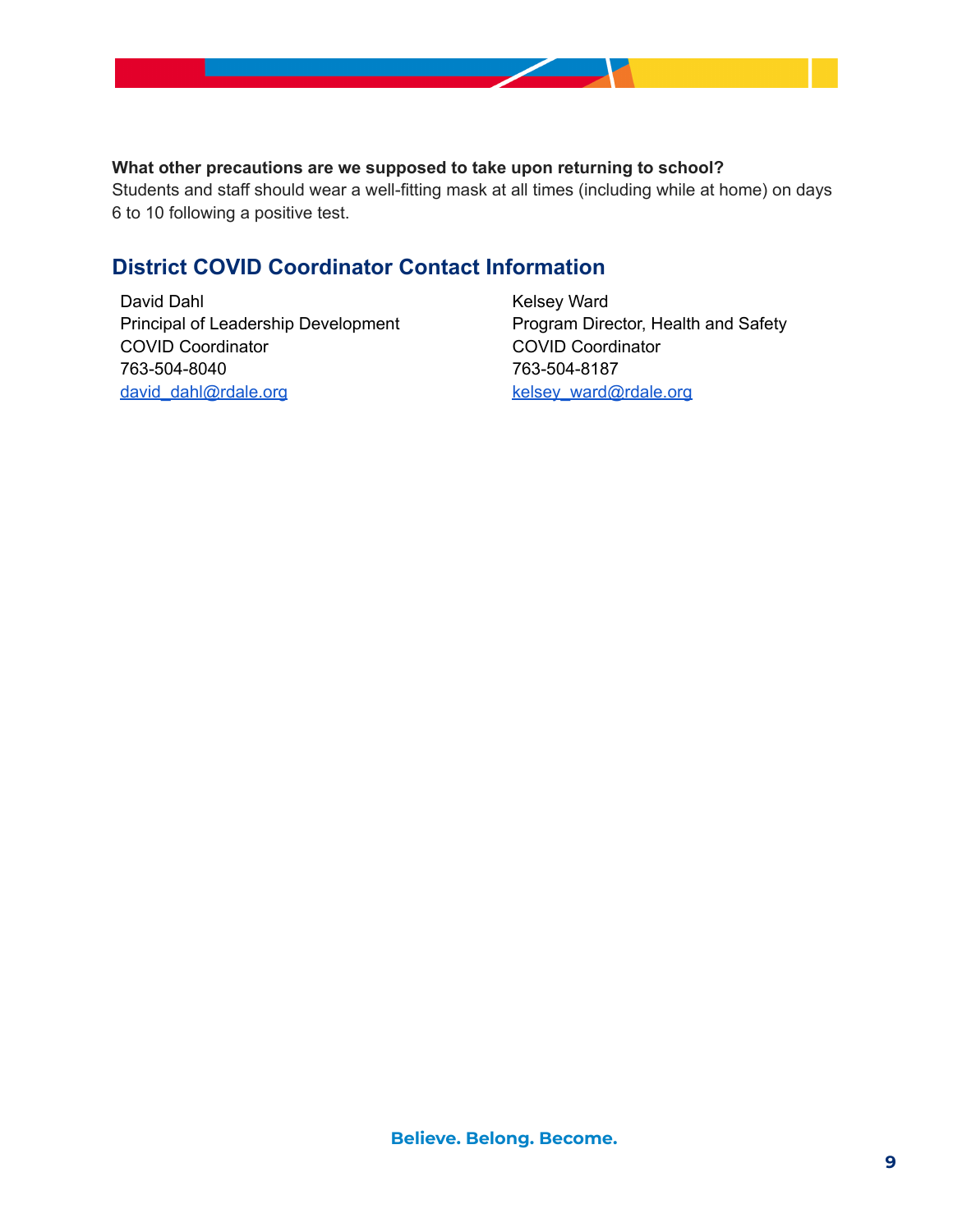**What other precautions are we supposed to take upon returning to school?**
Students and staff should wear a well-fitting mask at all times (including while at home) on days 6 to 10 following a positive test.

## District COVID Coordinator Contact Information

David Dahl
Principal of Leadership Development
COVID Coordinator
763-504-8040
david_dahl@rdale.org

Kelsey Ward
Program Director, Health and Safety
COVID Coordinator
763-504-8187
kelsey_ward@rdale.org

**Believe. Belong. Become.**